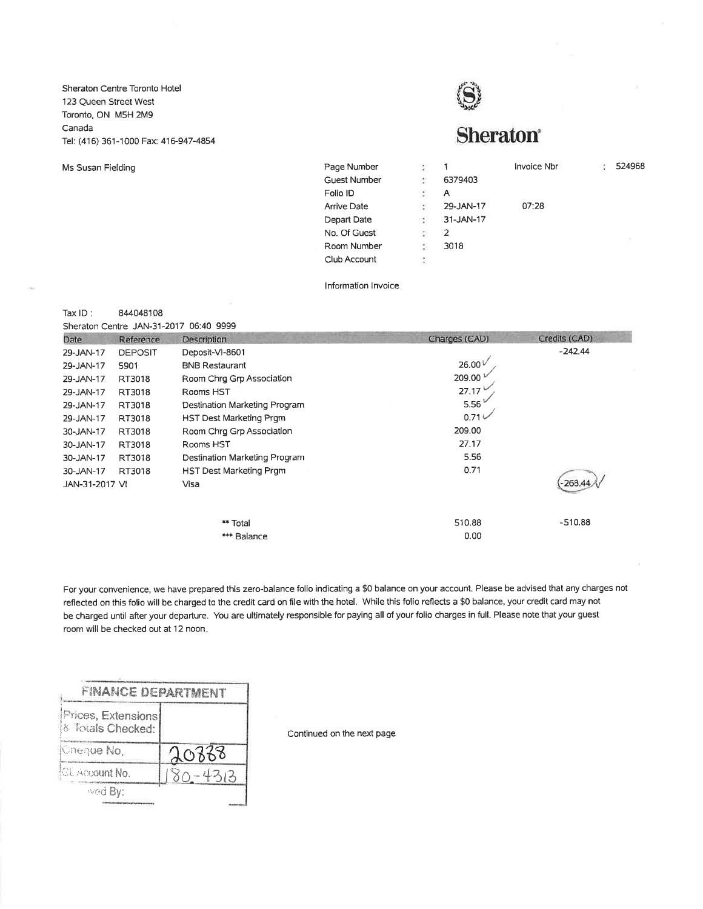Sheraton Centre Toronto Hotel
123 Queen Street West
Toronto, ON M5H 2M9
Canada
Tel: (416) 361-1000 Fax: 416-947-4854

**Sheraton**

Ms Susan Fielding

| | | | | |
|---|---|---|---|---|
| Page Number | : 1 | Invoice Nbr | : 524968 |
| Guest Number | : 6379403 | | |
| Folio ID | : A | | |
| Arrive Date | : 29-JAN-17 | 07:28 | |
| Depart Date | : 31-JAN-17 | | |
| No. Of Guest | : 2 | | |
| Room Number | : 3018 | | |
| Club Account | : | | |

Information Invoice

Tax ID : 844048108

Sheraton Centre JAN-31-2017 06:40 9999

| Date | Reference | Description | Charges (CAD) | Credits (CAD) |
|---|---|---|---|---|
| 29-JAN-17 | DEPOSIT | Deposit-VI-8601 | | -242.44 |
| 29-JAN-17 | 5901 | BNB Restaurant | 26.00 | |
| 29-JAN-17 | RT3018 | Room Chrg Grp Association | 209.00 | |
| 29-JAN-17 | RT3018 | Rooms HST | 27.17 | |
| 29-JAN-17 | RT3018 | Destination Marketing Program | 5.56 | |
| 29-JAN-17 | RT3018 | HST Dest Marketing Prgm | 0.71 | |
| 30-JAN-17 | RT3018 | Room Chrg Grp Association | 209.00 | |
| 30-JAN-17 | RT3018 | Rooms HST | 27.17 | |
| 30-JAN-17 | RT3018 | Destination Marketing Program | 5.56 | |
| 30-JAN-17 | RT3018 | HST Dest Marketing Prgm | 0.71 | |
| JAN-31-2017 VI | | Visa | | -268.44 |
| | | ** Total | 510.88 | -510.88 |
| | | *** Balance | 0.00 | |

For your convenience, we have prepared this zero-balance folio indicating a $0 balance on your account. Please be advised that any charges not reflected on this folio will be charged to the credit card on file with the hotel. While this folio reflects a $0 balance, your credit card may not be charged until after your departure. You are ultimately responsible for paying all of your folio charges in full. Please note that your guest room will be checked out at 12 noon.

| FINANCE DEPARTMENT | |
|---|---|
| Prices, Extensions & Totals Checked: | |
| Cheque No. | 20888 |
| GL Account No. | 180-4313 |
| ...ved By: | |

Continued on the next page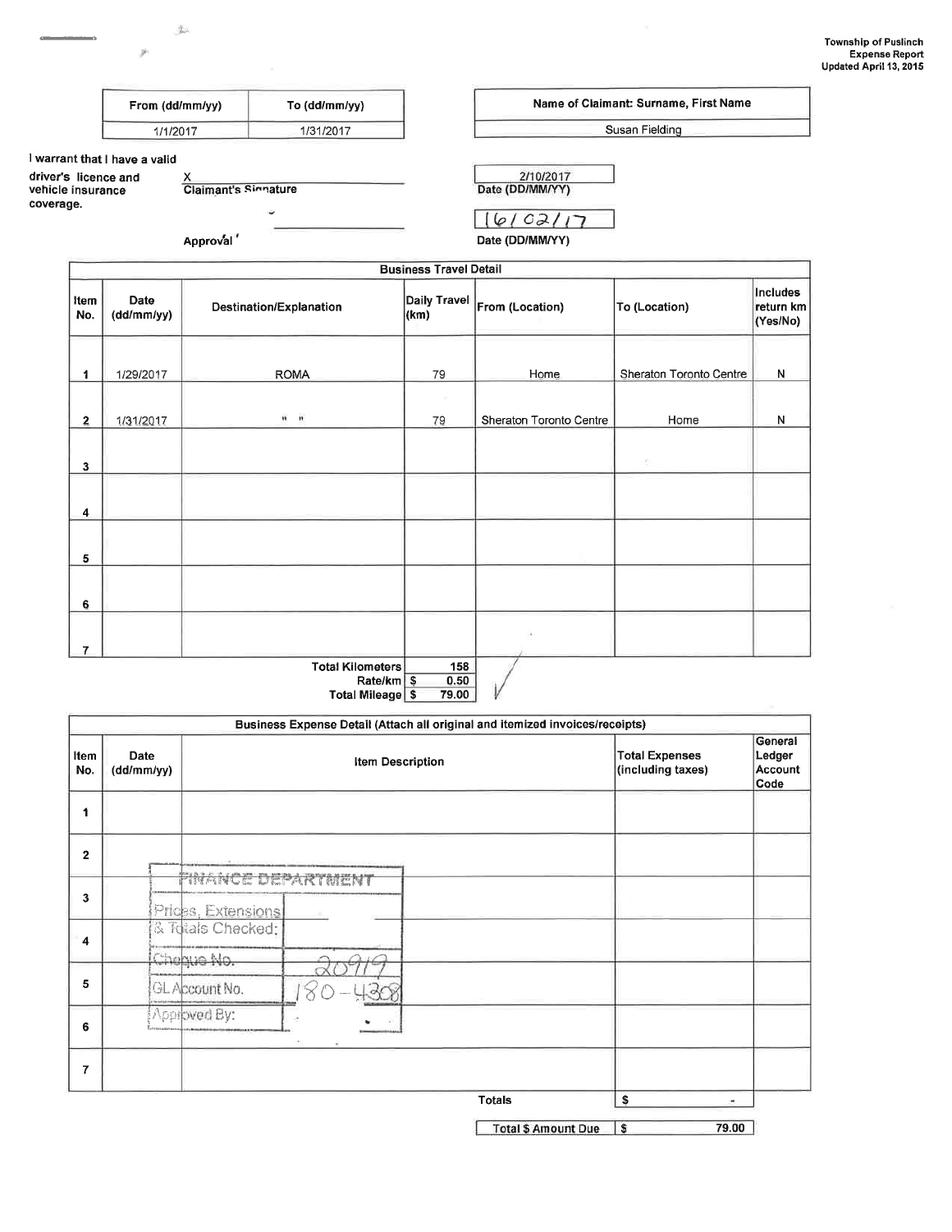Township of Puslinch
Expense Report
Updated April 13, 2015

| From (dd/mm/yy) | To (dd/mm/yy) |
|---|---|
| 1/1/2017 | 1/31/2017 |

| Name of Claimant: Surname, First Name |
|---|
| Susan Fielding |

I warrant that I have a valid driver's licence and vehicle insurance coverage.

X
Claimant's Signature

2/10/2017
Date (DD/MM/YY)

Approval

16/02/17
Date (DD/MM/YY)

## Business Travel Detail

| Item No. | Date (dd/mm/yy) | Destination/Explanation | Daily Travel (km) | From (Location) | To (Location) | Includes return km (Yes/No) |
|---|---|---|---|---|---|---|
| 1 | 1/29/2017 | ROMA | 79 | Home | Sheraton Toronto Centre | N |
| 2 | 1/31/2017 | " " | 79 | Sheraton Toronto Centre | Home | N |
| 3 | | | | | | |
| 4 | | | | | | |
| 5 | | | | | | |
| 6 | | | | | | |
| 7 | | | | | | |

| | |
|---|---|
| Total Kilometers | 158 |
| Rate/km | $ 0.50 |
| Total Mileage | $ 79.00 |

## Business Expense Detail (Attach all original and itemized invoices/receipts)

| Item No. | Date (dd/mm/yy) | Item Description | Total Expenses (including taxes) | General Ledger Account Code |
|---|---|---|---|---|
| 1 | | | | |
| 2 | | | | |
| 3 | | | | |
| 4 | | | | |
| 5 | | | | |
| 6 | | | | |
| 7 | | | | |
| | | Totals | $ - | |

| FINANCE DEPARTMENT | |
|---|---|
| Prices, Extensions & Totals Checked: | |
| Cheque No. | 20919 |
| GL Account No. | 180-4308 |
| Approved By: | |

| | |
|---|---|
| Total $ Amount Due | $ 79.00 |